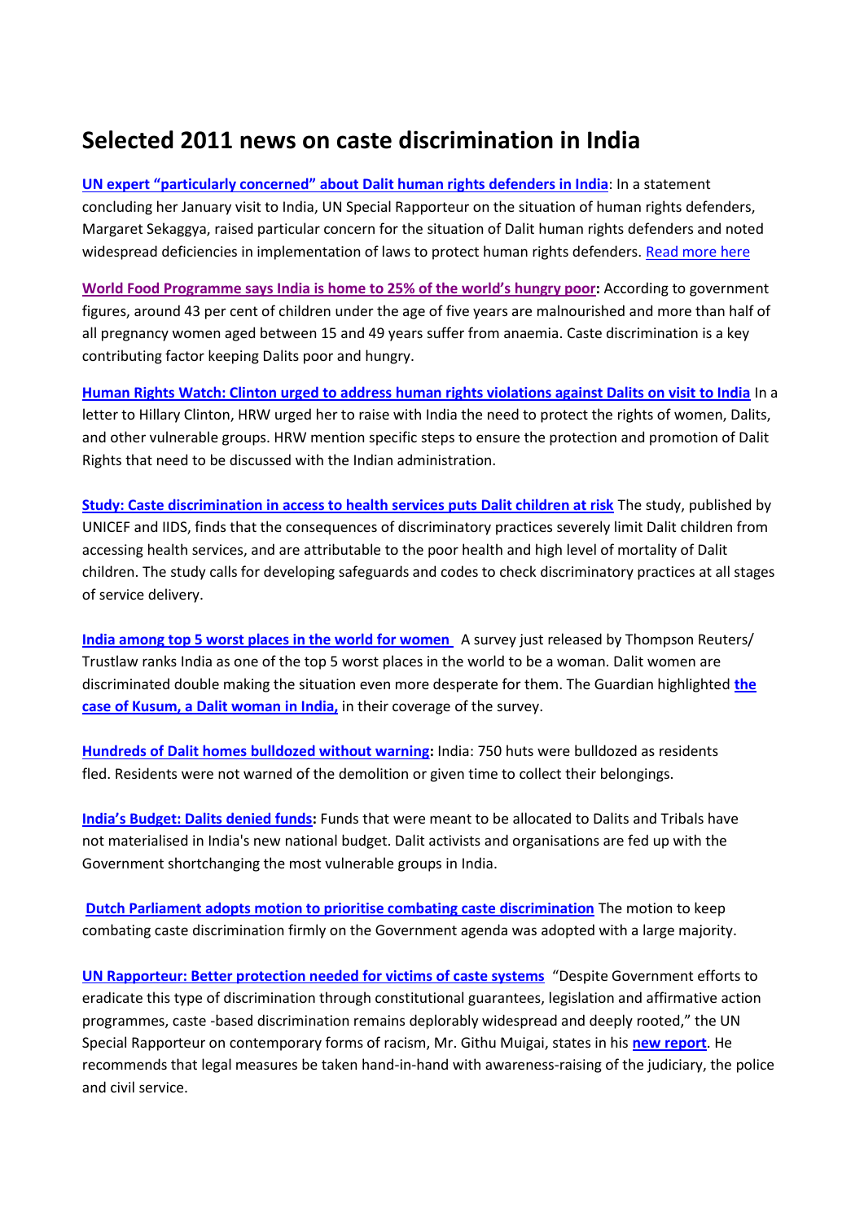# Selected 2011 news on caste discrimination in India

**UN expert "particularly concerned" about Dalit human rights defenders in India**: In a statement concluding her January visit to India, UN Special Rapporteur on the situation of human rights defenders, Margaret Sekaggya, raised particular concern for the situation of Dalit human rights defenders and noted widespread deficiencies in implementation of laws to protect human rights defenders. Read more here

**World Food Programme says India is home to 25% of the world's hungry poor:** According to government figures, around 43 per cent of children under the age of five years are malnourished and more than half of all pregnancy women aged between 15 and 49 years suffer from anaemia. Caste discrimination is a key contributing factor keeping Dalits poor and hungry.

**Human Rights Watch: Clinton urged to address human rights violations against Dalits on visit to India** In a letter to Hillary Clinton, HRW urged her to raise with India the need to protect the rights of women, Dalits, and other vulnerable groups. HRW mention specific steps to ensure the protection and promotion of Dalit Rights that need to be discussed with the Indian administration.

**Study: Caste discrimination in access to health services puts Dalit children at risk** The study, published by UNICEF and IIDS, finds that the consequences of discriminatory practices severely limit Dalit children from accessing health services, and are attributable to the poor health and high level of mortality of Dalit children. The study calls for developing safeguards and codes to check discriminatory practices at all stages of service delivery.

**India among top 5 worst places in the world for women** A survey just released by Thompson Reuters/ Trustlaw ranks India as one of the top 5 worst places in the world to be a woman. Dalit women are discriminated double making the situation even more desperate for them. The Guardian highlighted **the case of Kusum, a Dalit woman in India,** in their coverage of the survey.

**Hundreds of Dalit homes bulldozed without warning:** India: 750 huts were bulldozed as residents fled. Residents were not warned of the demolition or given time to collect their belongings.

**India's Budget: Dalits denied funds:** Funds that were meant to be allocated to Dalits and Tribals have not materialised in India's new national budget. Dalit activists and organisations are fed up with the Government shortchanging the most vulnerable groups in India.

**Dutch Parliament adopts motion to prioritise combating caste discrimination** The motion to keep combating caste discrimination firmly on the Government agenda was adopted with a large majority.

**UN Rapporteur: Better protection needed for victims of caste systems** "Despite Government efforts to eradicate this type of discrimination through constitutional guarantees, legislation and affirmative action programmes, caste -based discrimination remains deplorably widespread and deeply rooted," the UN Special Rapporteur on contemporary forms of racism, Mr. Githu Muigai, states in his **new report**. He recommends that legal measures be taken hand-in-hand with awareness-raising of the judiciary, the police and civil service.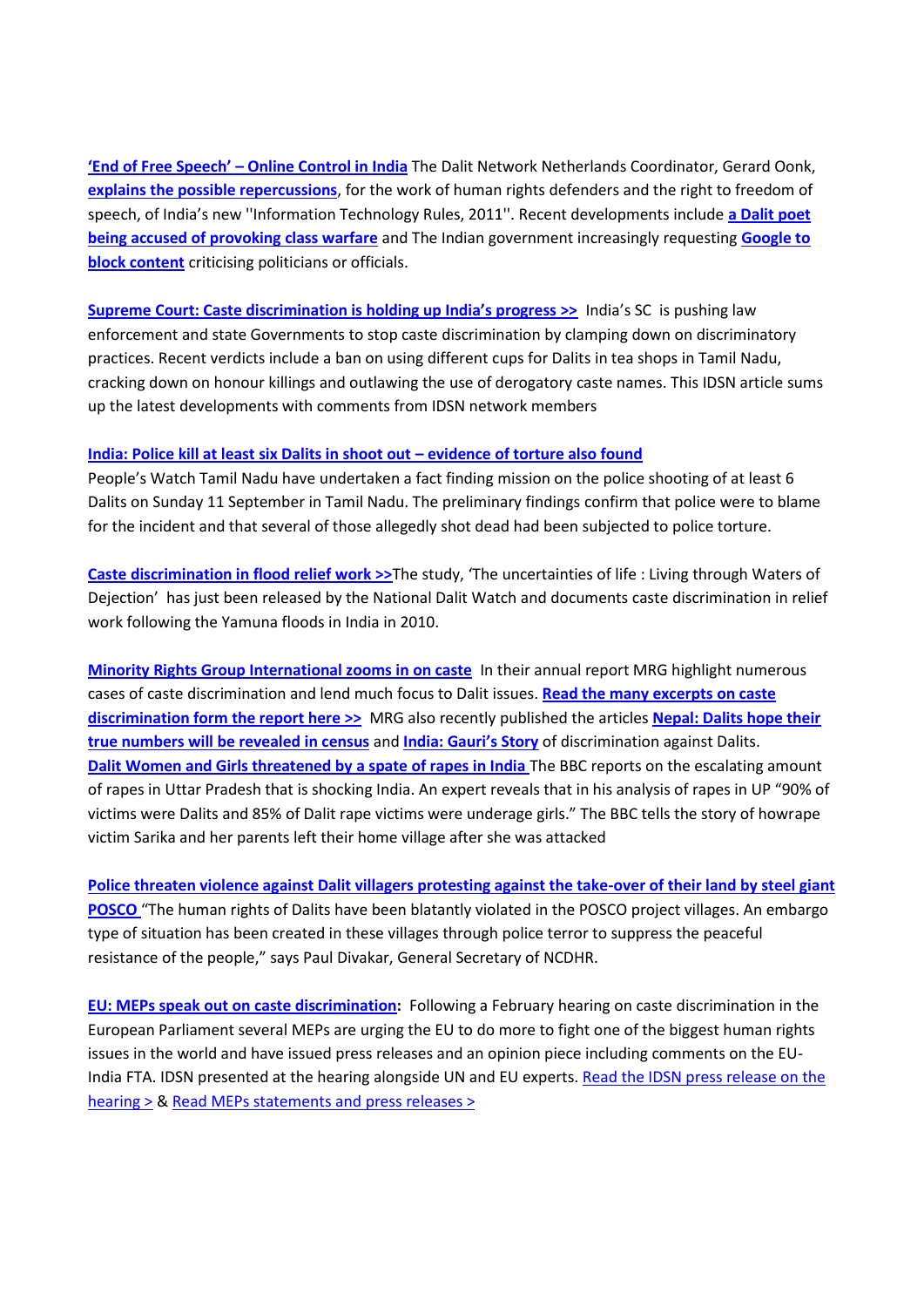**'End of Free Speech' – Online Control in India** The Dalit Network Netherlands Coordinator, Gerard Oonk, **explains the possible repercussions**, for the work of human rights defenders and the right to freedom of speech, of India's new ''Information Technology Rules, 2011''. Recent developments include **a Dalit poet being accused of provoking class warfare** and The Indian government increasingly requesting **Google to block content** criticising politicians or officials.

**Supreme Court: Caste discrimination is holding up India's progress >>** India's SC is pushing law enforcement and state Governments to stop caste discrimination by clamping down on discriminatory practices. Recent verdicts include a ban on using different cups for Dalits in tea shops in Tamil Nadu, cracking down on honour killings and outlawing the use of derogatory caste names. This IDSN article sums up the latest developments with comments from IDSN network members

**India: Police kill at least six Dalits in shoot out – evidence of torture also found**
People's Watch Tamil Nadu have undertaken a fact finding mission on the police shooting of at least 6 Dalits on Sunday 11 September in Tamil Nadu. The preliminary findings confirm that police were to blame for the incident and that several of those allegedly shot dead had been subjected to police torture.

**Caste discrimination in flood relief work >>**The study, 'The uncertainties of life : Living through Waters of Dejection' has just been released by the National Dalit Watch and documents caste discrimination in relief work following the Yamuna floods in India in 2010.

**Minority Rights Group International zooms in on caste** In their annual report MRG highlight numerous cases of caste discrimination and lend much focus to Dalit issues. **Read the many excerpts on caste discrimination form the report here >>** MRG also recently published the articles **Nepal: Dalits hope their true numbers will be revealed in census** and **India: Gauri's Story** of discrimination against Dalits.
**Dalit Women and Girls threatened by a spate of rapes in India** The BBC reports on the escalating amount of rapes in Uttar Pradesh that is shocking India. An expert reveals that in his analysis of rapes in UP "90% of victims were Dalits and 85% of Dalit rape victims were underage girls." The BBC tells the story of howrape victim Sarika and her parents left their home village after she was attacked

**Police threaten violence against Dalit villagers protesting against the take-over of their land by steel giant POSCO** "The human rights of Dalits have been blatantly violated in the POSCO project villages. An embargo type of situation has been created in these villages through police terror to suppress the peaceful resistance of the people," says Paul Divakar, General Secretary of NCDHR.

**EU: MEPs speak out on caste discrimination:** Following a February hearing on caste discrimination in the European Parliament several MEPs are urging the EU to do more to fight one of the biggest human rights issues in the world and have issued press releases and an opinion piece including comments on the EU-India FTA. IDSN presented at the hearing alongside UN and EU experts. Read the IDSN press release on the hearing > & Read MEPs statements and press releases >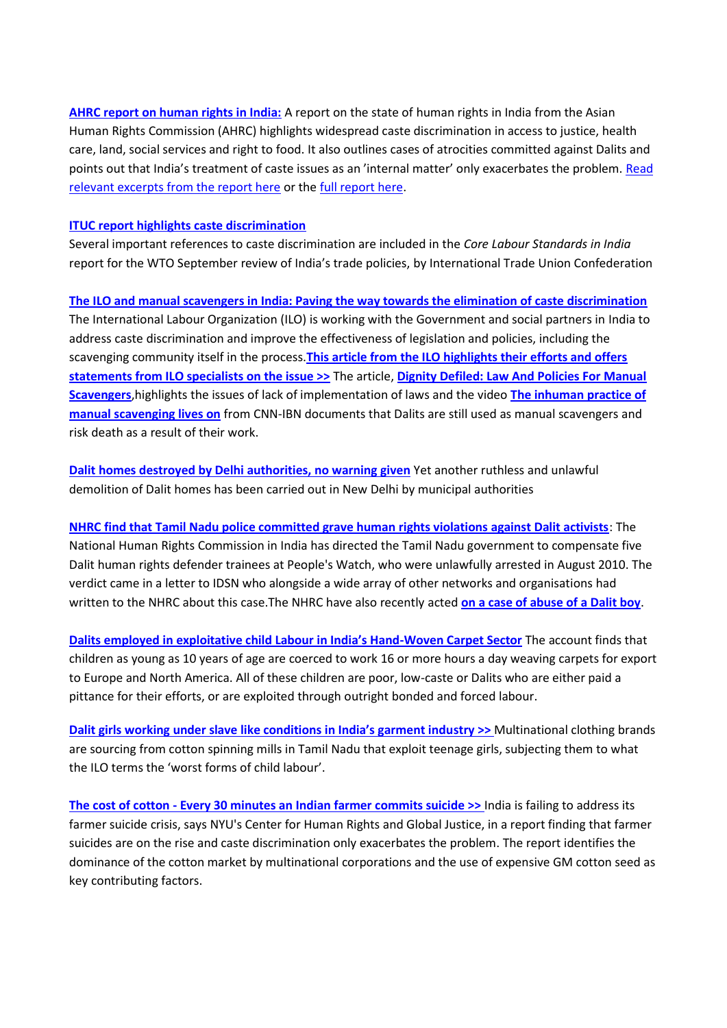**AHRC report on human rights in India:** A report on the state of human rights in India from the Asian Human Rights Commission (AHRC) highlights widespread caste discrimination in access to justice, health care, land, social services and right to food. It also outlines cases of atrocities committed against Dalits and points out that India's treatment of caste issues as an 'internal matter' only exacerbates the problem. Read relevant excerpts from the report here or the full report here.

**ITUC report highlights caste discrimination**
Several important references to caste discrimination are included in the *Core Labour Standards in India* report for the WTO September review of India's trade policies, by International Trade Union Confederation

**The ILO and manual scavengers in India: Paving the way towards the elimination of caste discrimination**
The International Labour Organization (ILO) is working with the Government and social partners in India to address caste discrimination and improve the effectiveness of legislation and policies, including the scavenging community itself in the process.**This article from the ILO highlights their efforts and offers statements from ILO specialists on the issue >>** The article, **Dignity Defiled: Law And Policies For Manual Scavengers**,highlights the issues of lack of implementation of laws and the video **The inhuman practice of manual scavenging lives on** from CNN-IBN documents that Dalits are still used as manual scavengers and risk death as a result of their work.

**Dalit homes destroyed by Delhi authorities, no warning given** Yet another ruthless and unlawful demolition of Dalit homes has been carried out in New Delhi by municipal authorities

**NHRC find that Tamil Nadu police committed grave human rights violations against Dalit activists**: The National Human Rights Commission in India has directed the Tamil Nadu government to compensate five Dalit human rights defender trainees at People's Watch, who were unlawfully arrested in August 2010. The verdict came in a letter to IDSN who alongside a wide array of other networks and organisations had written to the NHRC about this case.The NHRC have also recently acted **on a case of abuse of a Dalit boy**.

**Dalits employed in exploitative child Labour in India's Hand-Woven Carpet Sector** The account finds that children as young as 10 years of age are coerced to work 16 or more hours a day weaving carpets for export to Europe and North America. All of these children are poor, low-caste or Dalits who are either paid a pittance for their efforts, or are exploited through outright bonded and forced labour.

**Dalit girls working under slave like conditions in India's garment industry >>** Multinational clothing brands are sourcing from cotton spinning mills in Tamil Nadu that exploit teenage girls, subjecting them to what the ILO terms the 'worst forms of child labour'.

**The cost of cotton - Every 30 minutes an Indian farmer commits suicide >>** India is failing to address its farmer suicide crisis, says NYU's Center for Human Rights and Global Justice, in a report finding that farmer suicides are on the rise and caste discrimination only exacerbates the problem. The report identifies the dominance of the cotton market by multinational corporations and the use of expensive GM cotton seed as key contributing factors.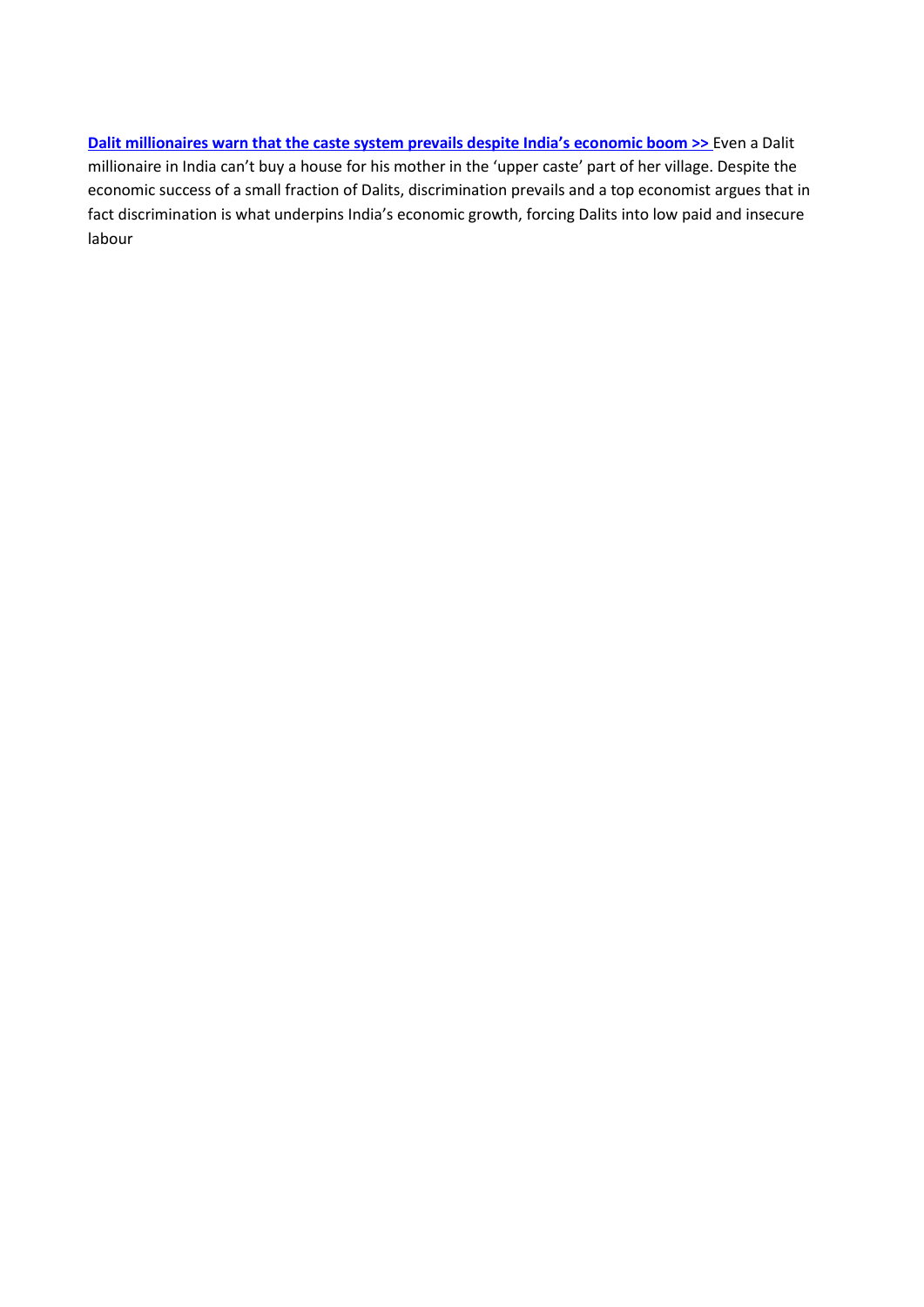**Dalit millionaires warn that the caste system prevails despite India's economic boom >>** Even a Dalit millionaire in India can't buy a house for his mother in the 'upper caste' part of her village. Despite the economic success of a small fraction of Dalits, discrimination prevails and a top economist argues that in fact discrimination is what underpins India's economic growth, forcing Dalits into low paid and insecure labour